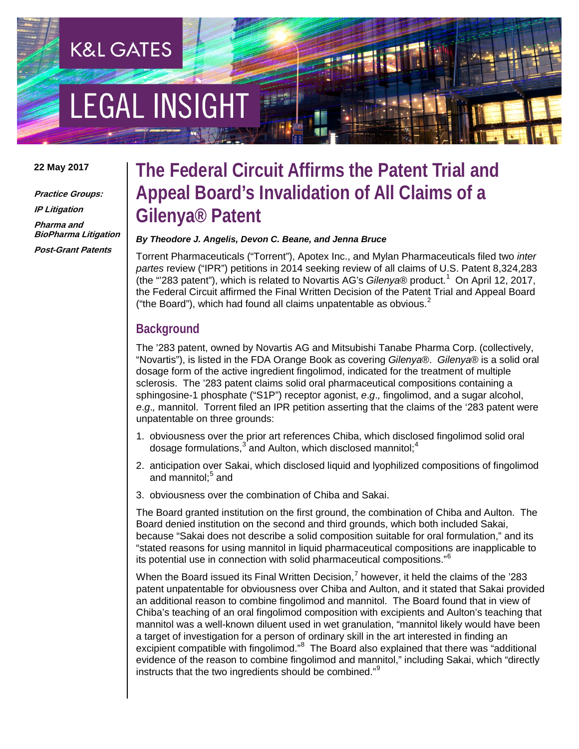K&L GATES

LEGAL INSIGHT

**22 May 2017**

***Practice Groups:***

***IP Litigation***

***Pharma and BioPharma Litigation***

***Post-Grant Patents***

# The Federal Circuit Affirms the Patent Trial and Appeal Board's Invalidation of All Claims of a Gilenya® Patent

***By Theodore J. Angelis, Devon C. Beane, and Jenna Bruce***

Torrent Pharmaceuticals ("Torrent"), Apotex Inc., and Mylan Pharmaceuticals filed two *inter partes* review ("IPR") petitions in 2014 seeking review of all claims of U.S. Patent 8,324,283 (the "'283 patent"), which is related to Novartis AG's *Gilenya*® product.[1] On April 12, 2017, the Federal Circuit affirmed the Final Written Decision of the Patent Trial and Appeal Board ("the Board"), which had found all claims unpatentable as obvious.[2]

## Background

The '283 patent, owned by Novartis AG and Mitsubishi Tanabe Pharma Corp. (collectively, "Novartis"), is listed in the FDA Orange Book as covering *Gilenya*®. *Gilenya*® is a solid oral dosage form of the active ingredient fingolimod, indicated for the treatment of multiple sclerosis. The '283 patent claims solid oral pharmaceutical compositions containing a sphingosine-1 phosphate ("S1P") receptor agonist, *e.g.,* fingolimod, and a sugar alcohol, *e.g.,* mannitol. Torrent filed an IPR petition asserting that the claims of the '283 patent were unpatentable on three grounds:

1. obviousness over the prior art references Chiba, which disclosed fingolimod solid oral dosage formulations,[3] and Aulton, which disclosed mannitol;[4]
2. anticipation over Sakai, which disclosed liquid and lyophilized compositions of fingolimod and mannitol;[5] and
3. obviousness over the combination of Chiba and Sakai.

The Board granted institution on the first ground, the combination of Chiba and Aulton. The Board denied institution on the second and third grounds, which both included Sakai, because "Sakai does not describe a solid composition suitable for oral formulation," and its "stated reasons for using mannitol in liquid pharmaceutical compositions are inapplicable to its potential use in connection with solid pharmaceutical compositions."[6]

When the Board issued its Final Written Decision,[7] however, it held the claims of the '283 patent unpatentable for obviousness over Chiba and Aulton, and it stated that Sakai provided an additional reason to combine fingolimod and mannitol. The Board found that in view of Chiba's teaching of an oral fingolimod composition with excipients and Aulton's teaching that mannitol was a well-known diluent used in wet granulation, "mannitol likely would have been a target of investigation for a person of ordinary skill in the art interested in finding an excipient compatible with fingolimod."[8] The Board also explained that there was "additional evidence of the reason to combine fingolimod and mannitol," including Sakai, which "directly instructs that the two ingredients should be combined."[9]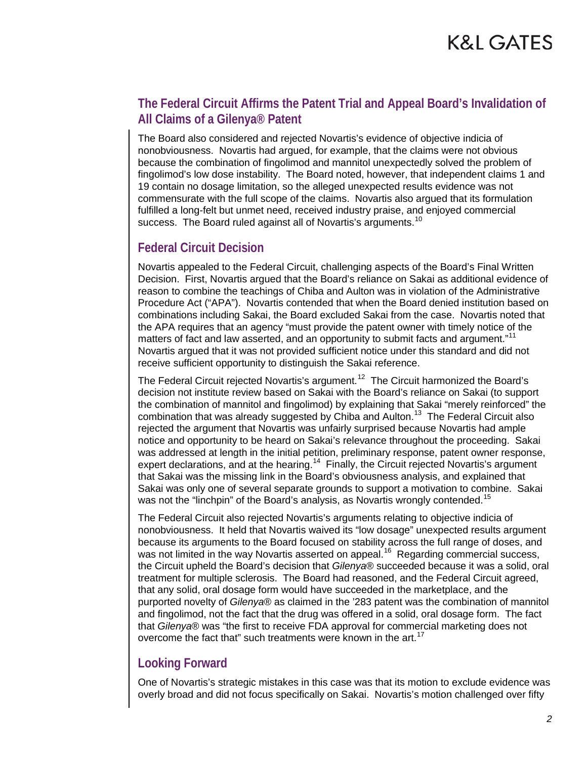## The Federal Circuit Affirms the Patent Trial and Appeal Board's Invalidation of All Claims of a Gilenya® Patent

The Board also considered and rejected Novartis's evidence of objective indicia of nonobviousness. Novartis had argued, for example, that the claims were not obvious because the combination of fingolimod and mannitol unexpectedly solved the problem of fingolimod's low dose instability. The Board noted, however, that independent claims 1 and 19 contain no dosage limitation, so the alleged unexpected results evidence was not commensurate with the full scope of the claims. Novartis also argued that its formulation fulfilled a long-felt but unmet need, received industry praise, and enjoyed commercial success. The Board ruled against all of Novartis's arguments.[10]

## Federal Circuit Decision

Novartis appealed to the Federal Circuit, challenging aspects of the Board's Final Written Decision. First, Novartis argued that the Board's reliance on Sakai as additional evidence of reason to combine the teachings of Chiba and Aulton was in violation of the Administrative Procedure Act ("APA"). Novartis contended that when the Board denied institution based on combinations including Sakai, the Board excluded Sakai from the case. Novartis noted that the APA requires that an agency "must provide the patent owner with timely notice of the matters of fact and law asserted, and an opportunity to submit facts and argument."[11] Novartis argued that it was not provided sufficient notice under this standard and did not receive sufficient opportunity to distinguish the Sakai reference.

The Federal Circuit rejected Novartis's argument.[12] The Circuit harmonized the Board's decision not institute review based on Sakai with the Board's reliance on Sakai (to support the combination of mannitol and fingolimod) by explaining that Sakai "merely reinforced" the combination that was already suggested by Chiba and Aulton.[13] The Federal Circuit also rejected the argument that Novartis was unfairly surprised because Novartis had ample notice and opportunity to be heard on Sakai's relevance throughout the proceeding. Sakai was addressed at length in the initial petition, preliminary response, patent owner response, expert declarations, and at the hearing.[14] Finally, the Circuit rejected Novartis's argument that Sakai was the missing link in the Board's obviousness analysis, and explained that Sakai was only one of several separate grounds to support a motivation to combine. Sakai was not the "linchpin" of the Board's analysis, as Novartis wrongly contended.[15]

The Federal Circuit also rejected Novartis's arguments relating to objective indicia of nonobviousness. It held that Novartis waived its "low dosage" unexpected results argument because its arguments to the Board focused on stability across the full range of doses, and was not limited in the way Novartis asserted on appeal.[16] Regarding commercial success, the Circuit upheld the Board's decision that *Gilenya*® succeeded because it was a solid, oral treatment for multiple sclerosis. The Board had reasoned, and the Federal Circuit agreed, that any solid, oral dosage form would have succeeded in the marketplace, and the purported novelty of *Gilenya*® as claimed in the '283 patent was the combination of mannitol and fingolimod, not the fact that the drug was offered in a solid, oral dosage form. The fact that *Gilenya*® was "the first to receive FDA approval for commercial marketing does not overcome the fact that" such treatments were known in the art.[17]

## Looking Forward

One of Novartis's strategic mistakes in this case was that its motion to exclude evidence was overly broad and did not focus specifically on Sakai. Novartis's motion challenged over fifty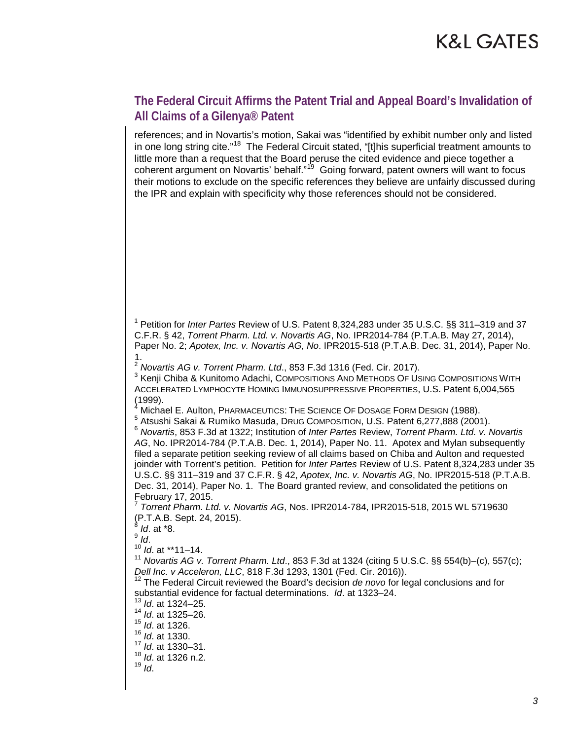references; and in Novartis's motion, Sakai was "identified by exhibit number only and listed in one long string cite."[18] The Federal Circuit stated, "[t]his superficial treatment amounts to little more than a request that the Board peruse the cited evidence and piece together a coherent argument on Novartis' behalf."[19] Going forward, patent owners will want to focus their motions to exclude on the specific references they believe are unfairly discussed during the IPR and explain with specificity why those references should not be considered.

---

[1] Petition for *Inter Partes* Review of U.S. Patent 8,324,283 under 35 U.S.C. §§ 311–319 and 37 C.F.R. § 42, *Torrent Pharm. Ltd. v. Novartis AG*, No. IPR2014-784 (P.T.A.B. May 27, 2014), Paper No. 2; *Apotex, Inc. v. Novartis AG, No*. IPR2015-518 (P.T.A.B. Dec. 31, 2014), Paper No. 1.

[2] *Novartis AG v. Torrent Pharm. Ltd*., 853 F.3d 1316 (Fed. Cir. 2017).

[3] Kenji Chiba & Kunitomo Adachi, COMPOSITIONS AND METHODS OF USING COMPOSITIONS WITH ACCELERATED LYMPHOCYTE HOMING IMMUNOSUPPRESSIVE PROPERTIES, U.S. Patent 6,004,565 (1999).

[4] Michael E. Aulton, PHARMACEUTICS: THE SCIENCE OF DOSAGE FORM DESIGN (1988).

[5] Atsushi Sakai & Rumiko Masuda, DRUG COMPOSITION, U.S. Patent 6,277,888 (2001).

[6] *Novartis*, 853 F.3d at 1322; Institution of *Inter Partes* Review, *Torrent Pharm. Ltd. v. Novartis AG*, No. IPR2014-784 (P.T.A.B. Dec. 1, 2014), Paper No. 11. Apotex and Mylan subsequently filed a separate petition seeking review of all claims based on Chiba and Aulton and requested joinder with Torrent's petition. Petition for *Inter Partes* Review of U.S. Patent 8,324,283 under 35 U.S.C. §§ 311–319 and 37 C.F.R. § 42, *Apotex, Inc. v. Novartis AG*, No. IPR2015-518 (P.T.A.B. Dec. 31, 2014), Paper No. 1. The Board granted review, and consolidated the petitions on February 17, 2015.

[7] *Torrent Pharm. Ltd. v. Novartis AG*, Nos. IPR2014-784, IPR2015-518, 2015 WL 5719630 (P.T.A.B. Sept. 24, 2015).

[8] *Id*. at *8.

[9] *Id*.

[10] *Id*. at **11–14.

[11] *Novartis AG v. Torrent Pharm. Ltd*., 853 F.3d at 1324 (citing 5 U.S.C. §§ 554(b)–(c), 557(c); *Dell Inc. v Acceleron, LLC*, 818 F.3d 1293, 1301 (Fed. Cir. 2016)).

[12] The Federal Circuit reviewed the Board's decision *de novo* for legal conclusions and for substantial evidence for factual determinations. *Id*. at 1323–24.

[13] *Id*. at 1324–25.

[14] *Id*. at 1325–26.

[15] *Id*. at 1326.

[16] *Id*. at 1330.

[17] *Id*. at 1330–31.

[18] *Id*. at 1326 n.2.

[19] *Id*.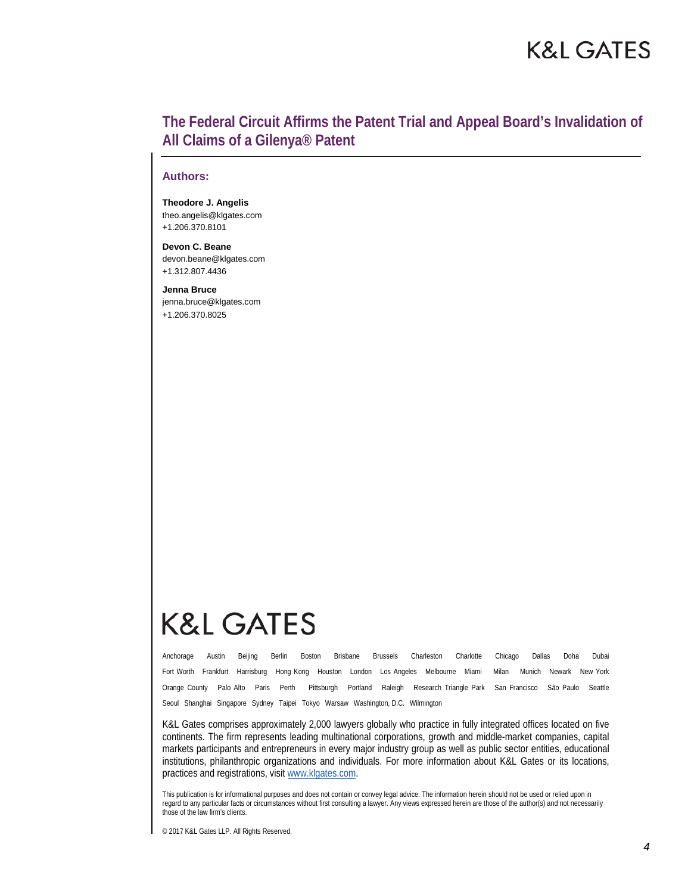## The Federal Circuit Affirms the Patent Trial and Appeal Board's Invalidation of All Claims of a Gilenya® Patent

### Authors:

**Theodore J. Angelis**
theo.angelis@klgates.com
+1.206.370.8101

**Devon C. Beane**
devon.beane@klgates.com
+1.312.807.4436

**Jenna Bruce**
jenna.bruce@klgates.com
+1.206.370.8025

K&L GATES

Anchorage Austin Beijing Berlin Boston Brisbane Brussels Charleston Charlotte Chicago Dallas Doha Dubai Fort Worth Frankfurt Harrisburg Hong Kong Houston London Los Angeles Melbourne Miami Milan Munich Newark New York Orange County Palo Alto Paris Perth Pittsburgh Portland Raleigh Research Triangle Park San Francisco São Paulo Seattle Seoul Shanghai Singapore Sydney Taipei Tokyo Warsaw Washington, D.C. Wilmington

K&L Gates comprises approximately 2,000 lawyers globally who practice in fully integrated offices located on five continents. The firm represents leading multinational corporations, growth and middle-market companies, capital markets participants and entrepreneurs in every major industry group as well as public sector entities, educational institutions, philanthropic organizations and individuals. For more information about K&L Gates or its locations, practices and registrations, visit [www.klgates.com](http://www.klgates.com).

This publication is for informational purposes and does not contain or convey legal advice. The information herein should not be used or relied upon in regard to any particular facts or circumstances without first consulting a lawyer. Any views expressed herein are those of the author(s) and not necessarily those of the law firm's clients.

© 2017 K&L Gates LLP. All Rights Reserved.